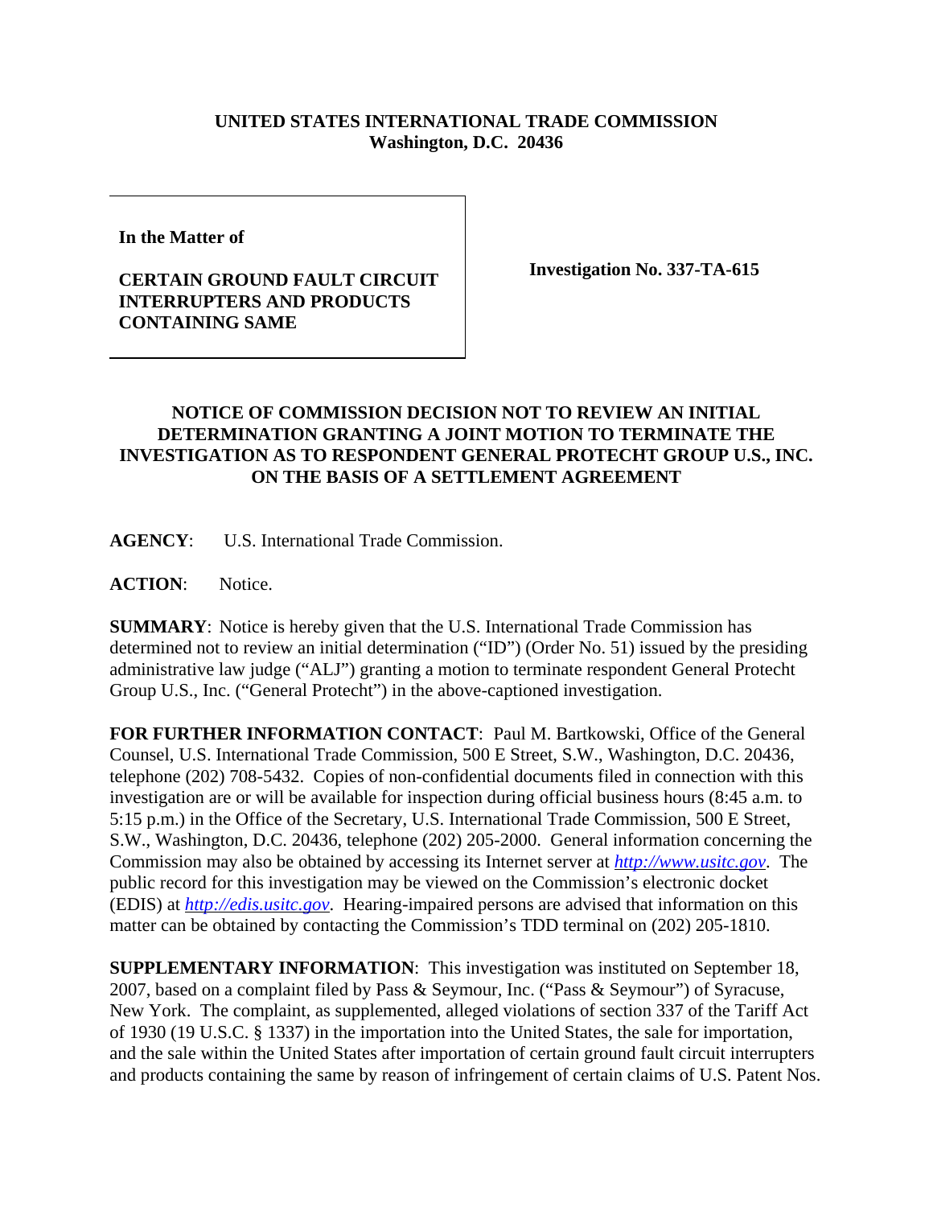**UNITED STATES INTERNATIONAL TRADE COMMISSION**
**Washington, D.C. 20436**

**In the Matter of**

**CERTAIN GROUND FAULT CIRCUIT INTERRUPTERS AND PRODUCTS CONTAINING SAME**

**Investigation No. 337-TA-615**

## NOTICE OF COMMISSION DECISION NOT TO REVIEW AN INITIAL DETERMINATION GRANTING A JOINT MOTION TO TERMINATE THE INVESTIGATION AS TO RESPONDENT GENERAL PROTECHT GROUP U.S., INC. ON THE BASIS OF A SETTLEMENT AGREEMENT

**AGENCY**: U.S. International Trade Commission.

**ACTION**: Notice.

**SUMMARY**: Notice is hereby given that the U.S. International Trade Commission has determined not to review an initial determination ("ID") (Order No. 51) issued by the presiding administrative law judge ("ALJ") granting a motion to terminate respondent General Protecht Group U.S., Inc. ("General Protecht") in the above-captioned investigation.

**FOR FURTHER INFORMATION CONTACT**: Paul M. Bartkowski, Office of the General Counsel, U.S. International Trade Commission, 500 E Street, S.W., Washington, D.C. 20436, telephone (202) 708-5432. Copies of non-confidential documents filed in connection with this investigation are or will be available for inspection during official business hours (8:45 a.m. to 5:15 p.m.) in the Office of the Secretary, U.S. International Trade Commission, 500 E Street, S.W., Washington, D.C. 20436, telephone (202) 205-2000. General information concerning the Commission may also be obtained by accessing its Internet server at *http://www.usitc.gov*. The public record for this investigation may be viewed on the Commission's electronic docket (EDIS) at *http://edis.usitc.gov*. Hearing-impaired persons are advised that information on this matter can be obtained by contacting the Commission's TDD terminal on (202) 205-1810.

**SUPPLEMENTARY INFORMATION**: This investigation was instituted on September 18, 2007, based on a complaint filed by Pass & Seymour, Inc. ("Pass & Seymour") of Syracuse, New York. The complaint, as supplemented, alleged violations of section 337 of the Tariff Act of 1930 (19 U.S.C. § 1337) in the importation into the United States, the sale for importation, and the sale within the United States after importation of certain ground fault circuit interrupters and products containing the same by reason of infringement of certain claims of U.S. Patent Nos.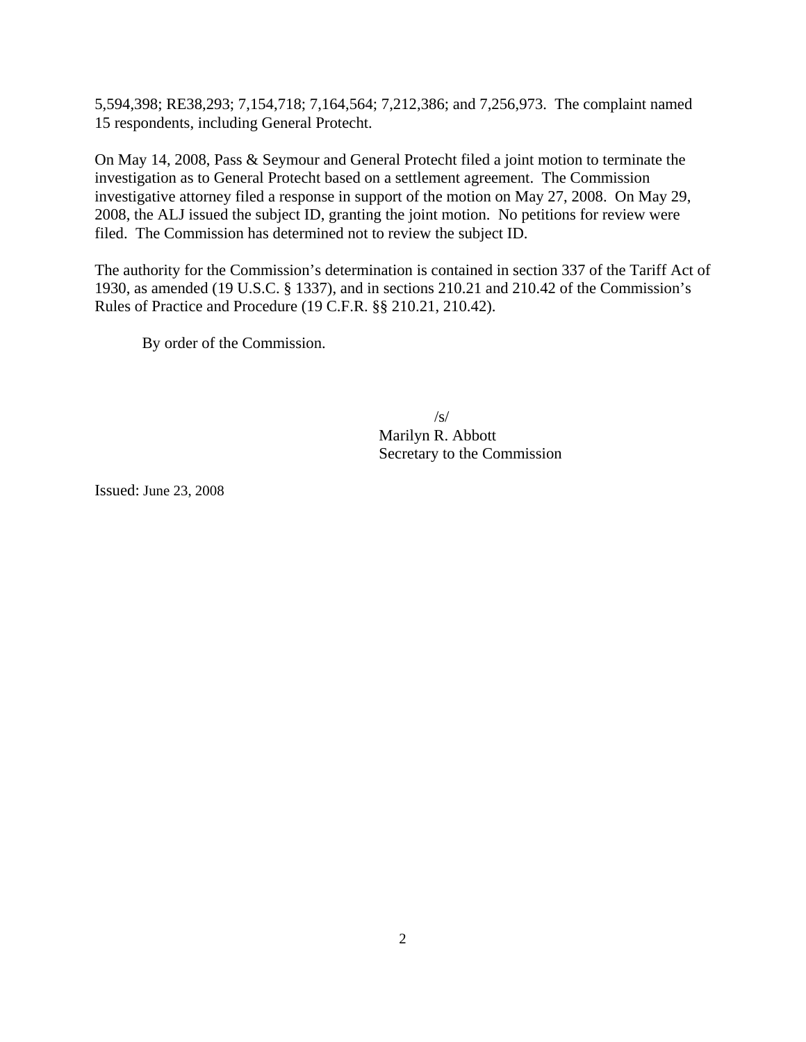5,594,398; RE38,293; 7,154,718; 7,164,564; 7,212,386; and 7,256,973. The complaint named 15 respondents, including General Protecht.

On May 14, 2008, Pass & Seymour and General Protecht filed a joint motion to terminate the investigation as to General Protecht based on a settlement agreement. The Commission investigative attorney filed a response in support of the motion on May 27, 2008. On May 29, 2008, the ALJ issued the subject ID, granting the joint motion. No petitions for review were filed. The Commission has determined not to review the subject ID.

The authority for the Commission's determination is contained in section 337 of the Tariff Act of 1930, as amended (19 U.S.C. § 1337), and in sections 210.21 and 210.42 of the Commission's Rules of Practice and Procedure (19 C.F.R. §§ 210.21, 210.42).

By order of the Commission.

/s/
Marilyn R. Abbott
Secretary to the Commission

Issued: June 23, 2008